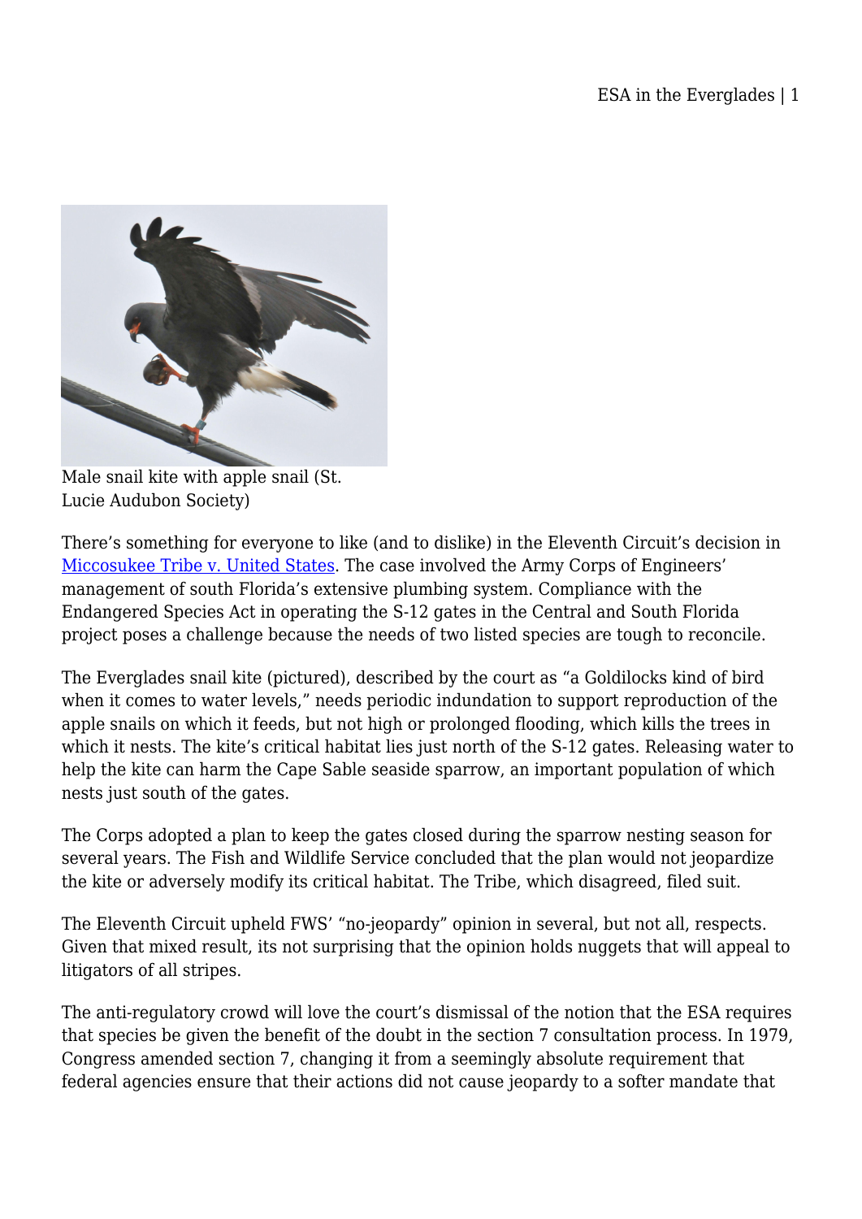Male snail kite with apple snail (St. Lucie Audubon Society)

There's something for everyone to like (and to dislike) in the Eleventh Circuit's decision in Miccosukee Tribe v. United States. The case involved the Army Corps of Engineers' management of south Florida's extensive plumbing system. Compliance with the Endangered Species Act in operating the S-12 gates in the Central and South Florida project poses a challenge because the needs of two listed species are tough to reconcile.

The Everglades snail kite (pictured), described by the court as "a Goldilocks kind of bird when it comes to water levels," needs periodic indundation to support reproduction of the apple snails on which it feeds, but not high or prolonged flooding, which kills the trees in which it nests. The kite's critical habitat lies just north of the S-12 gates. Releasing water to help the kite can harm the Cape Sable seaside sparrow, an important population of which nests just south of the gates.

The Corps adopted a plan to keep the gates closed during the sparrow nesting season for several years. The Fish and Wildlife Service concluded that the plan would not jeopardize the kite or adversely modify its critical habitat. The Tribe, which disagreed, filed suit.

The Eleventh Circuit upheld FWS' "no-jeopardy" opinion in several, but not all, respects. Given that mixed result, its not surprising that the opinion holds nuggets that will appeal to litigators of all stripes.

The anti-regulatory crowd will love the court's dismissal of the notion that the ESA requires that species be given the benefit of the doubt in the section 7 consultation process. In 1979, Congress amended section 7, changing it from a seemingly absolute requirement that federal agencies ensure that their actions did not cause jeopardy to a softer mandate that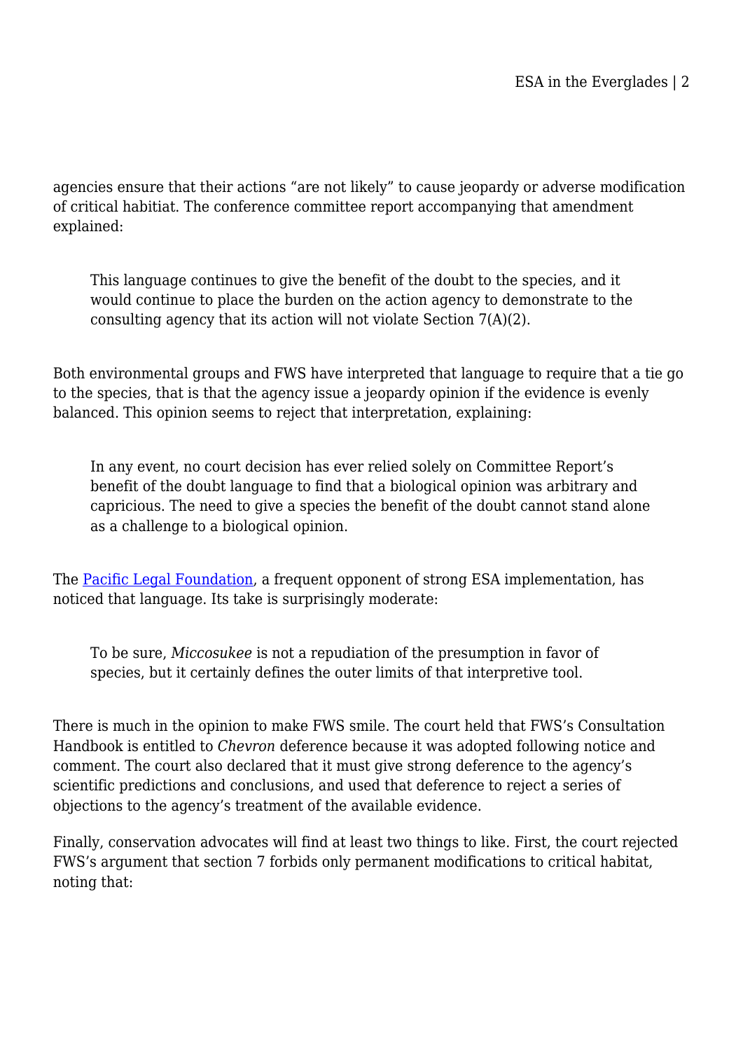agencies ensure that their actions "are not likely" to cause jeopardy or adverse modification of critical habitiat. The conference committee report accompanying that amendment explained:

> This language continues to give the benefit of the doubt to the species, and it would continue to place the burden on the action agency to demonstrate to the consulting agency that its action will not violate Section 7(A)(2).

Both environmental groups and FWS have interpreted that language to require that a tie go to the species, that is that the agency issue a jeopardy opinion if the evidence is evenly balanced. This opinion seems to reject that interpretation, explaining:

> In any event, no court decision has ever relied solely on Committee Report's benefit of the doubt language to find that a biological opinion was arbitrary and capricious. The need to give a species the benefit of the doubt cannot stand alone as a challenge to a biological opinion.

The Pacific Legal Foundation, a frequent opponent of strong ESA implementation, has noticed that language. Its take is surprisingly moderate:

> To be sure, *Miccosukee* is not a repudiation of the presumption in favor of species, but it certainly defines the outer limits of that interpretive tool.

There is much in the opinion to make FWS smile. The court held that FWS's Consultation Handbook is entitled to *Chevron* deference because it was adopted following notice and comment. The court also declared that it must give strong deference to the agency's scientific predictions and conclusions, and used that deference to reject a series of objections to the agency's treatment of the available evidence.

Finally, conservation advocates will find at least two things to like. First, the court rejected FWS's argument that section 7 forbids only permanent modifications to critical habitat, noting that: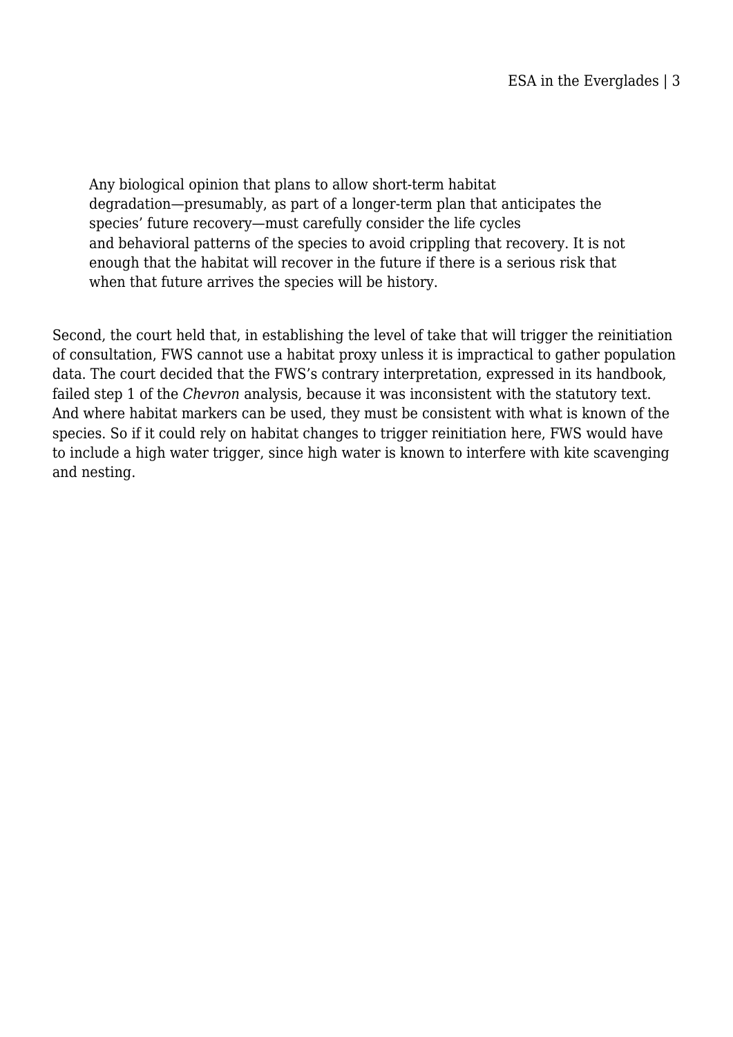> Any biological opinion that plans to allow short-term habitat degradation—presumably, as part of a longer-term plan that anticipates the species' future recovery—must carefully consider the life cycles and behavioral patterns of the species to avoid crippling that recovery. It is not enough that the habitat will recover in the future if there is a serious risk that when that future arrives the species will be history.

Second, the court held that, in establishing the level of take that will trigger the reinitiation of consultation, FWS cannot use a habitat proxy unless it is impractical to gather population data. The court decided that the FWS's contrary interpretation, expressed in its handbook, failed step 1 of the *Chevron* analysis, because it was inconsistent with the statutory text. And where habitat markers can be used, they must be consistent with what is known of the species. So if it could rely on habitat changes to trigger reinitiation here, FWS would have to include a high water trigger, since high water is known to interfere with kite scavenging and nesting.